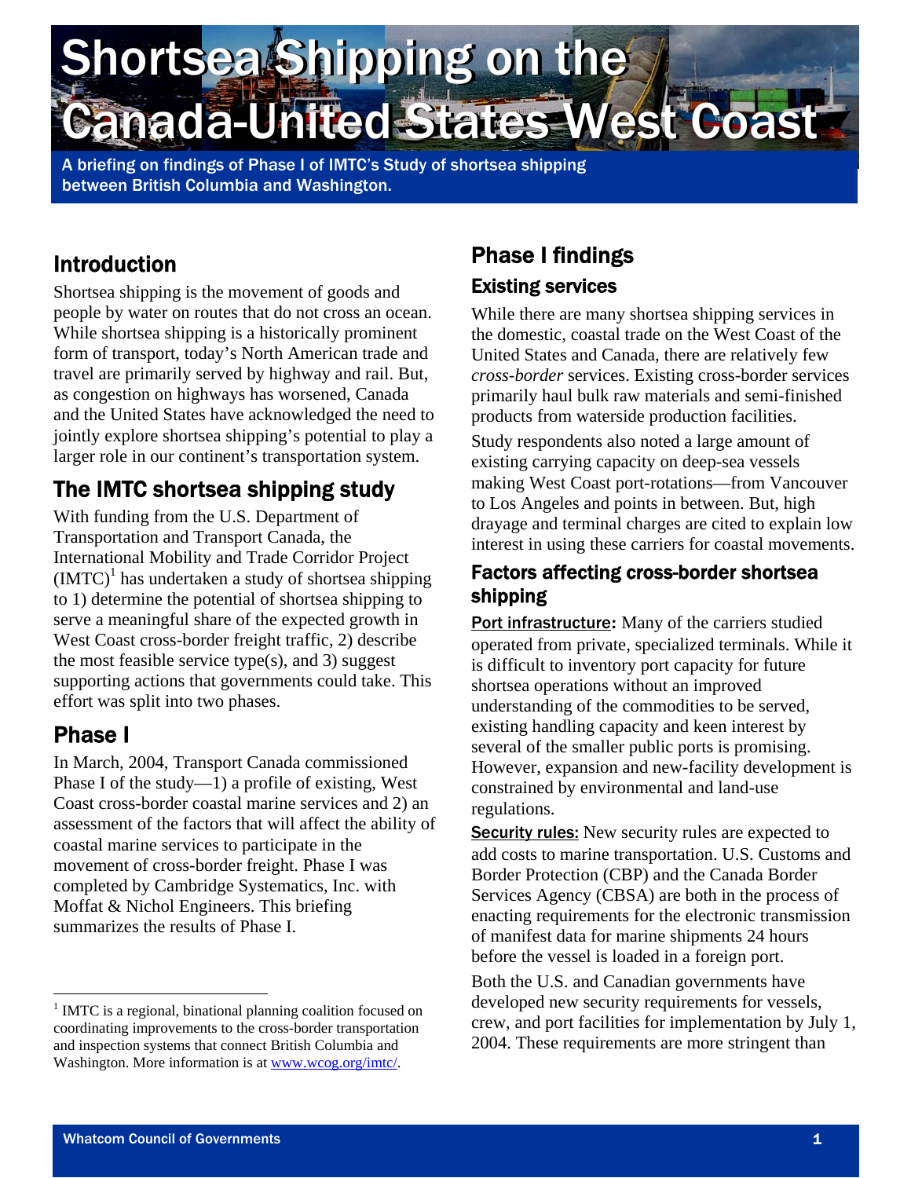# Shortsea Shipping on the Canada-United States West Coast

A briefing on findings of Phase I of IMTC's Study of shortsea shipping between British Columbia and Washington.

## Introduction

Shortsea shipping is the movement of goods and people by water on routes that do not cross an ocean. While shortsea shipping is a historically prominent form of transport, today's North American trade and travel are primarily served by highway and rail. But, as congestion on highways has worsened, Canada and the United States have acknowledged the need to jointly explore shortsea shipping's potential to play a larger role in our continent's transportation system.

## The IMTC shortsea shipping study

With funding from the U.S. Department of Transportation and Transport Canada, the International Mobility and Trade Corridor Project (IMTC)[1] has undertaken a study of shortsea shipping to 1) determine the potential of shortsea shipping to serve a meaningful share of the expected growth in West Coast cross-border freight traffic, 2) describe the most feasible service type(s), and 3) suggest supporting actions that governments could take. This effort was split into two phases.

## Phase I

In March, 2004, Transport Canada commissioned Phase I of the study—1) a profile of existing, West Coast cross-border coastal marine services and 2) an assessment of the factors that will affect the ability of coastal marine services to participate in the movement of cross-border freight. Phase I was completed by Cambridge Systematics, Inc. with Moffat & Nichol Engineers. This briefing summarizes the results of Phase I.

## Phase I findings

### Existing services

While there are many shortsea shipping services in the domestic, coastal trade on the West Coast of the United States and Canada, there are relatively few *cross-border* services. Existing cross-border services primarily haul bulk raw materials and semi-finished products from waterside production facilities.

Study respondents also noted a large amount of existing carrying capacity on deep-sea vessels making West Coast port-rotations—from Vancouver to Los Angeles and points in between. But, high drayage and terminal charges are cited to explain low interest in using these carriers for coastal movements.

### Factors affecting cross-border shortsea shipping

**Port infrastructure:** Many of the carriers studied operated from private, specialized terminals. While it is difficult to inventory port capacity for future shortsea operations without an improved understanding of the commodities to be served, existing handling capacity and keen interest by several of the smaller public ports is promising. However, expansion and new-facility development is constrained by environmental and land-use regulations.

**Security rules:** New security rules are expected to add costs to marine transportation. U.S. Customs and Border Protection (CBP) and the Canada Border Services Agency (CBSA) are both in the process of enacting requirements for the electronic transmission of manifest data for marine shipments 24 hours before the vessel is loaded in a foreign port.

Both the U.S. and Canadian governments have developed new security requirements for vessels, crew, and port facilities for implementation by July 1, 2004. These requirements are more stringent than

[1] IMTC is a regional, binational planning coalition focused on coordinating improvements to the cross-border transportation and inspection systems that connect British Columbia and Washington. More information is at www.wcog.org/imtc/.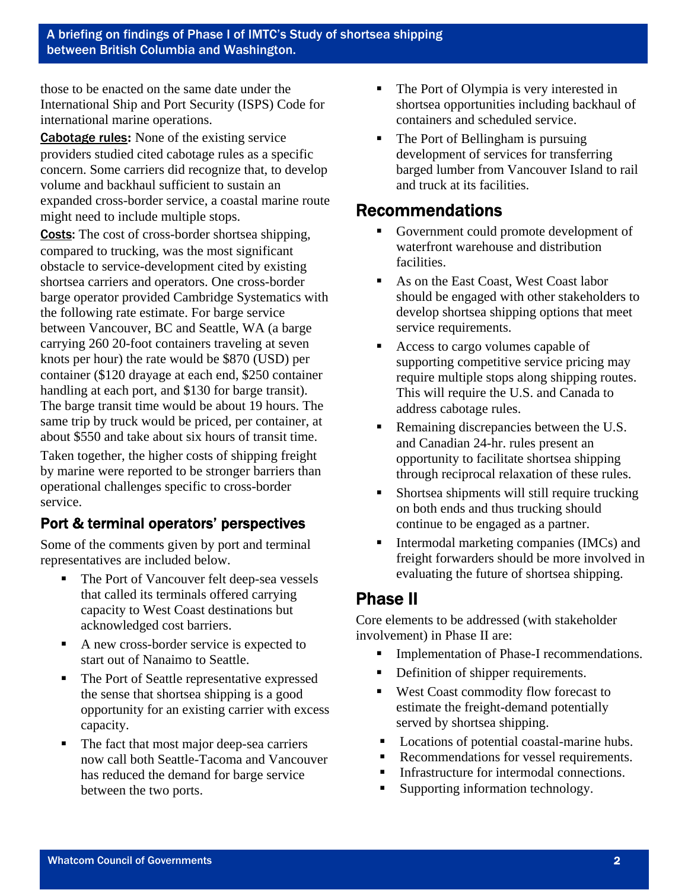those to be enacted on the same date under the International Ship and Port Security (ISPS) Code for international marine operations.

**Cabotage rules:** None of the existing service providers studied cited cabotage rules as a specific concern. Some carriers did recognize that, to develop volume and backhaul sufficient to sustain an expanded cross-border service, a coastal marine route might need to include multiple stops.

**Costs:** The cost of cross-border shortsea shipping, compared to trucking, was the most significant obstacle to service-development cited by existing shortsea carriers and operators. One cross-border barge operator provided Cambridge Systematics with the following rate estimate. For barge service between Vancouver, BC and Seattle, WA (a barge carrying 260 20-foot containers traveling at seven knots per hour) the rate would be $870 (USD) per container ($120 drayage at each end, $250 container handling at each port, and $130 for barge transit). The barge transit time would be about 19 hours. The same trip by truck would be priced, per container, at about $550 and take about six hours of transit time.

Taken together, the higher costs of shipping freight by marine were reported to be stronger barriers than operational challenges specific to cross-border service.

### Port & terminal operators' perspectives

Some of the comments given by port and terminal representatives are included below.

- The Port of Vancouver felt deep-sea vessels that called its terminals offered carrying capacity to West Coast destinations but acknowledged cost barriers.
- A new cross-border service is expected to start out of Nanaimo to Seattle.
- The Port of Seattle representative expressed the sense that shortsea shipping is a good opportunity for an existing carrier with excess capacity.
- The fact that most major deep-sea carriers now call both Seattle-Tacoma and Vancouver has reduced the demand for barge service between the two ports.
- The Port of Olympia is very interested in shortsea opportunities including backhaul of containers and scheduled service.
- The Port of Bellingham is pursuing development of services for transferring barged lumber from Vancouver Island to rail and truck at its facilities.

## Recommendations

- Government could promote development of waterfront warehouse and distribution facilities.
- As on the East Coast, West Coast labor should be engaged with other stakeholders to develop shortsea shipping options that meet service requirements.
- Access to cargo volumes capable of supporting competitive service pricing may require multiple stops along shipping routes. This will require the U.S. and Canada to address cabotage rules.
- Remaining discrepancies between the U.S. and Canadian 24-hr. rules present an opportunity to facilitate shortsea shipping through reciprocal relaxation of these rules.
- Shortsea shipments will still require trucking on both ends and thus trucking should continue to be engaged as a partner.
- Intermodal marketing companies (IMCs) and freight forwarders should be more involved in evaluating the future of shortsea shipping.

## Phase II

Core elements to be addressed (with stakeholder involvement) in Phase II are:

- Implementation of Phase-I recommendations.
- Definition of shipper requirements.
- West Coast commodity flow forecast to estimate the freight-demand potentially served by shortsea shipping.
- Locations of potential coastal-marine hubs.
- Recommendations for vessel requirements.
- Infrastructure for intermodal connections.
- Supporting information technology.